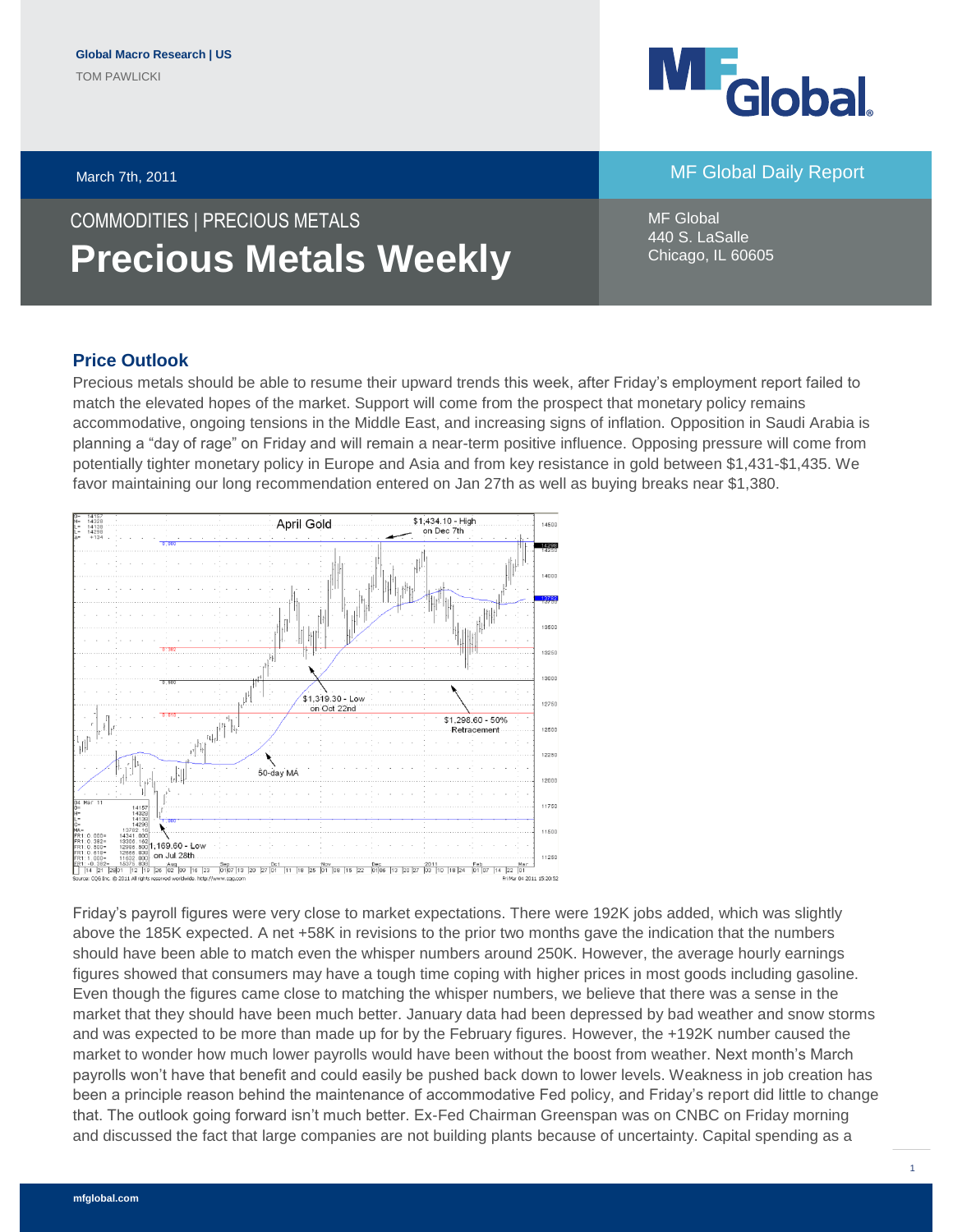Global Macro Research | US

TOM PAWLICKI

March 7th, 2011

MF Global Daily Report

MF Global
440 S. LaSalle
Chicago, IL 60605

COMMODITIES | PRECIOUS METALS

# Precious Metals Weekly

## Price Outlook

Precious metals should be able to resume their upward trends this week, after Friday's employment report failed to match the elevated hopes of the market. Support will come from the prospect that monetary policy remains accommodative, ongoing tensions in the Middle East, and increasing signs of inflation. Opposition in Saudi Arabia is planning a "day of rage" on Friday and will remain a near-term positive influence. Opposing pressure will come from potentially tighter monetary policy in Europe and Asia and from key resistance in gold between $1,431-$1,435. We favor maintaining our long recommendation entered on Jan 27th as well as buying breaks near $1,380.

Friday's payroll figures were very close to market expectations. There were 192K jobs added, which was slightly above the 185K expected. A net +58K in revisions to the prior two months gave the indication that the numbers should have been able to match even the whisper numbers around 250K. However, the average hourly earnings figures showed that consumers may have a tough time coping with higher prices in most goods including gasoline. Even though the figures came close to matching the whisper numbers, we believe that there was a sense in the market that they should have been much better. January data had been depressed by bad weather and snow storms and was expected to be more than made up for by the February figures. However, the +192K number caused the market to wonder how much lower payrolls would have been without the boost from weather. Next month's March payrolls won't have that benefit and could easily be pushed back down to lower levels. Weakness in job creation has been a principle reason behind the maintenance of accommodative Fed policy, and Friday's report did little to change that. The outlook going forward isn't much better. Ex-Fed Chairman Greenspan was on CNBC on Friday morning and discussed the fact that large companies are not building plants because of uncertainty. Capital spending as a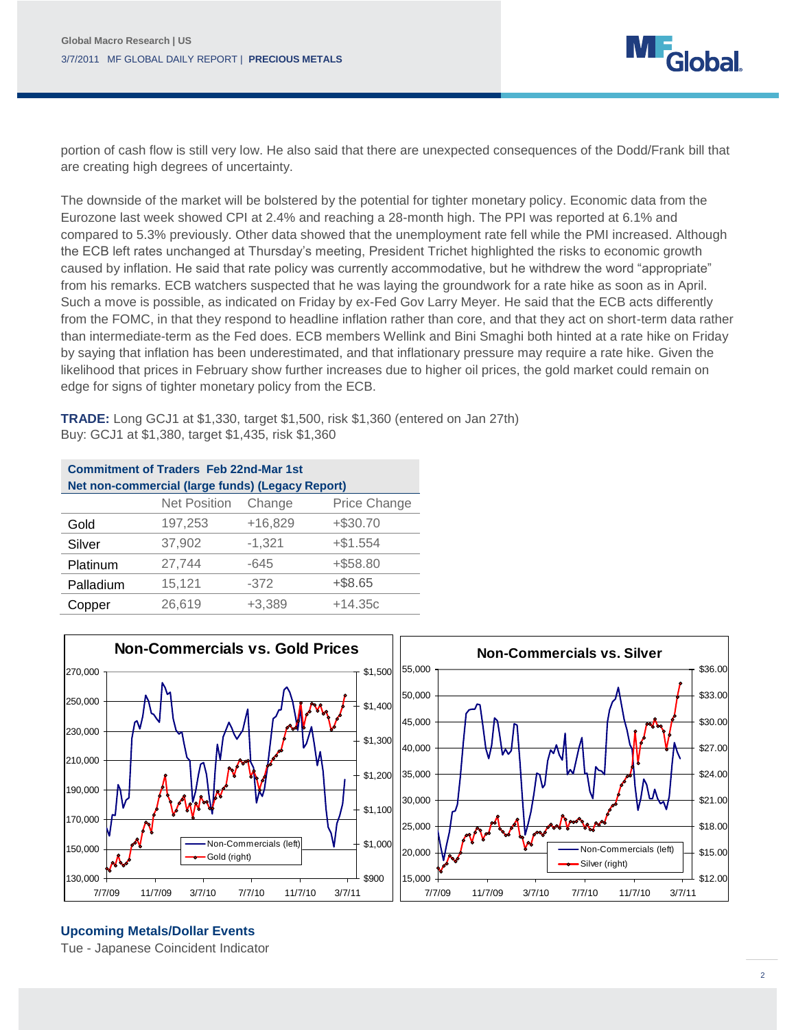portion of cash flow is still very low. He also said that there are unexpected consequences of the Dodd/Frank bill that are creating high degrees of uncertainty.

The downside of the market will be bolstered by the potential for tighter monetary policy. Economic data from the Eurozone last week showed CPI at 2.4% and reaching a 28-month high. The PPI was reported at 6.1% and compared to 5.3% previously. Other data showed that the unemployment rate fell while the PMI increased. Although the ECB left rates unchanged at Thursday's meeting, President Trichet highlighted the risks to economic growth caused by inflation. He said that rate policy was currently accommodative, but he withdrew the word "appropriate" from his remarks. ECB watchers suspected that he was laying the groundwork for a rate hike as soon as in April. Such a move is possible, as indicated on Friday by ex-Fed Gov Larry Meyer. He said that the ECB acts differently from the FOMC, in that they respond to headline inflation rather than core, and that they act on short-term data rather than intermediate-term as the Fed does. ECB members Wellink and Bini Smaghi both hinted at a rate hike on Friday by saying that inflation has been underestimated, and that inflationary pressure may require a rate hike. Given the likelihood that prices in February show further increases due to higher oil prices, the gold market could remain on edge for signs of tighter monetary policy from the ECB.

**TRADE:** Long GCJ1 at $1,330, target $1,500, risk $1,360 (entered on Jan 27th)
Buy: GCJ1 at $1,380, target $1,435, risk $1,360

**Commitment of Traders Feb 22nd-Mar 1st**
**Net non-commercial (large funds) (Legacy Report)**

| | Net Position | Change | Price Change |
|---|---|---|---|
| Gold | 197,253 | +16,829 | +$30.70 |
| Silver | 37,902 | -1,321 | +$1.554 |
| Platinum | 27,744 | -645 | +$58.80 |
| Palladium | 15,121 | -372 | +$8.65 |
| Copper | 26,619 | +3,389 | +14.35c |

## Upcoming Metals/Dollar Events

Tue - Japanese Coincident Indicator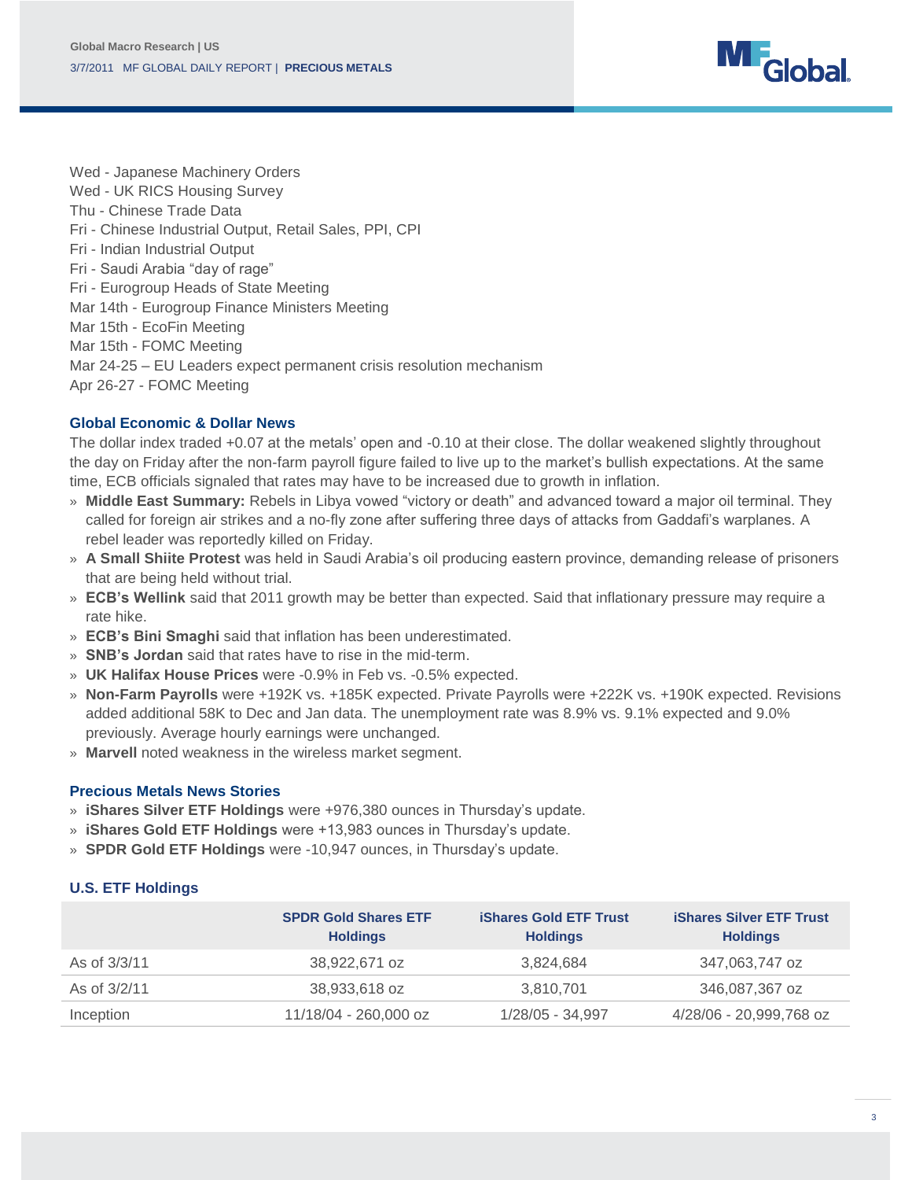Wed - Japanese Machinery Orders
Wed - UK RICS Housing Survey
Thu - Chinese Trade Data
Fri - Chinese Industrial Output, Retail Sales, PPI, CPI
Fri - Indian Industrial Output
Fri - Saudi Arabia "day of rage"
Fri - Eurogroup Heads of State Meeting
Mar 14th - Eurogroup Finance Ministers Meeting
Mar 15th - EcoFin Meeting
Mar 15th - FOMC Meeting
Mar 24-25 – EU Leaders expect permanent crisis resolution mechanism
Apr 26-27 - FOMC Meeting

### Global Economic & Dollar News

The dollar index traded +0.07 at the metals' open and -0.10 at their close. The dollar weakened slightly throughout the day on Friday after the non-farm payroll figure failed to live up to the market's bullish expectations. At the same time, ECB officials signaled that rates may have to be increased due to growth in inflation.

- **Middle East Summary:** Rebels in Libya vowed "victory or death" and advanced toward a major oil terminal. They called for foreign air strikes and a no-fly zone after suffering three days of attacks from Gaddafi's warplanes. A rebel leader was reportedly killed on Friday.
- **A Small Shiite Protest** was held in Saudi Arabia's oil producing eastern province, demanding release of prisoners that are being held without trial.
- **ECB's Wellink** said that 2011 growth may be better than expected. Said that inflationary pressure may require a rate hike.
- **ECB's Bini Smaghi** said that inflation has been underestimated.
- **SNB's Jordan** said that rates have to rise in the mid-term.
- **UK Halifax House Prices** were -0.9% in Feb vs. -0.5% expected.
- **Non-Farm Payrolls** were +192K vs. +185K expected. Private Payrolls were +222K vs. +190K expected. Revisions added additional 58K to Dec and Jan data. The unemployment rate was 8.9% vs. 9.1% expected and 9.0% previously. Average hourly earnings were unchanged.
- **Marvell** noted weakness in the wireless market segment.

### Precious Metals News Stories

- **iShares Silver ETF Holdings** were +976,380 ounces in Thursday's update.
- **iShares Gold ETF Holdings** were +13,983 ounces in Thursday's update.
- **SPDR Gold ETF Holdings** were -10,947 ounces, in Thursday's update.

### U.S. ETF Holdings

| | SPDR Gold Shares ETF Holdings | iShares Gold ETF Trust Holdings | iShares Silver ETF Trust Holdings |
|---|---|---|---|
| As of 3/3/11 | 38,922,671 oz | 3,824,684 | 347,063,747 oz |
| As of 3/2/11 | 38,933,618 oz | 3,810,701 | 346,087,367 oz |
| Inception | 11/18/04 - 260,000 oz | 1/28/05 - 34,997 | 4/28/06 - 20,999,768 oz |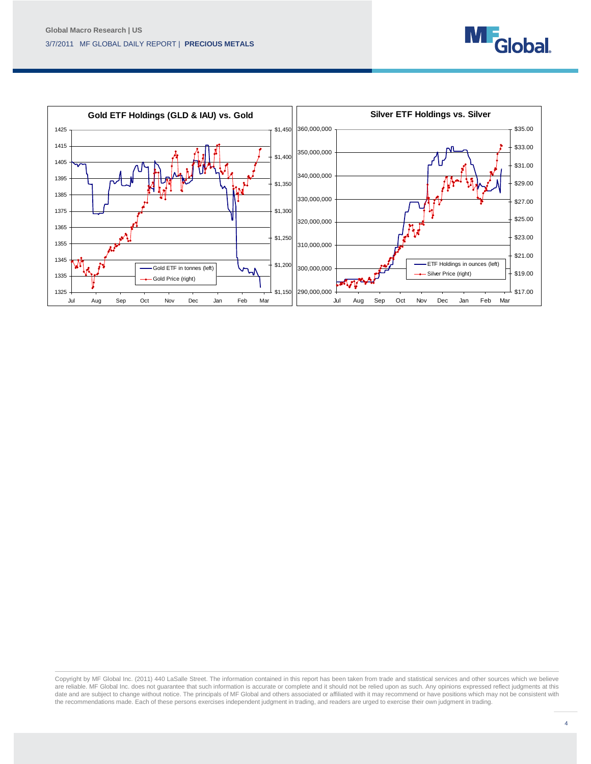**Gold ETF Holdings (GLD & IAU) vs. Gold**

1425
1415
1405
1395
1385
1375
1365
1355
1345
1335
1325

$1,450
$1,400
$1,350
$1,300
$1,250
$1,200
$1,150

Jul Aug Sep Oct Nov Dec Jan Feb Mar

Gold ETF in tonnes (left)
Gold Price (right)

**Silver ETF Holdings vs. Silver**

360,000,000
350,000,000
340,000,000
330,000,000
320,000,000
310,000,000
300,000,000
290,000,000

$35.00
$33.00
$31.00
$29.00
$27.00
$25.00
$23.00
$21.00
$19.00
$17.00

Jul Aug Sep Oct Nov Dec Jan Feb Mar

ETF Holdings in ounces (left)
Silver Price (right)

Copyright by MF Global Inc. (2011) 440 LaSalle Street. The information contained in this report has been taken from trade and statistical services and other sources which we believe are reliable. MF Global Inc. does not guarantee that such information is accurate or complete and it should not be relied upon as such. Any opinions expressed reflect judgments at this date and are subject to change without notice. The principals of MF Global and others associated or affiliated with it may recommend or have positions which may not be consistent with the recommendations made. Each of these persons exercises independent judgment in trading, and readers are urged to exercise their own judgment in trading.